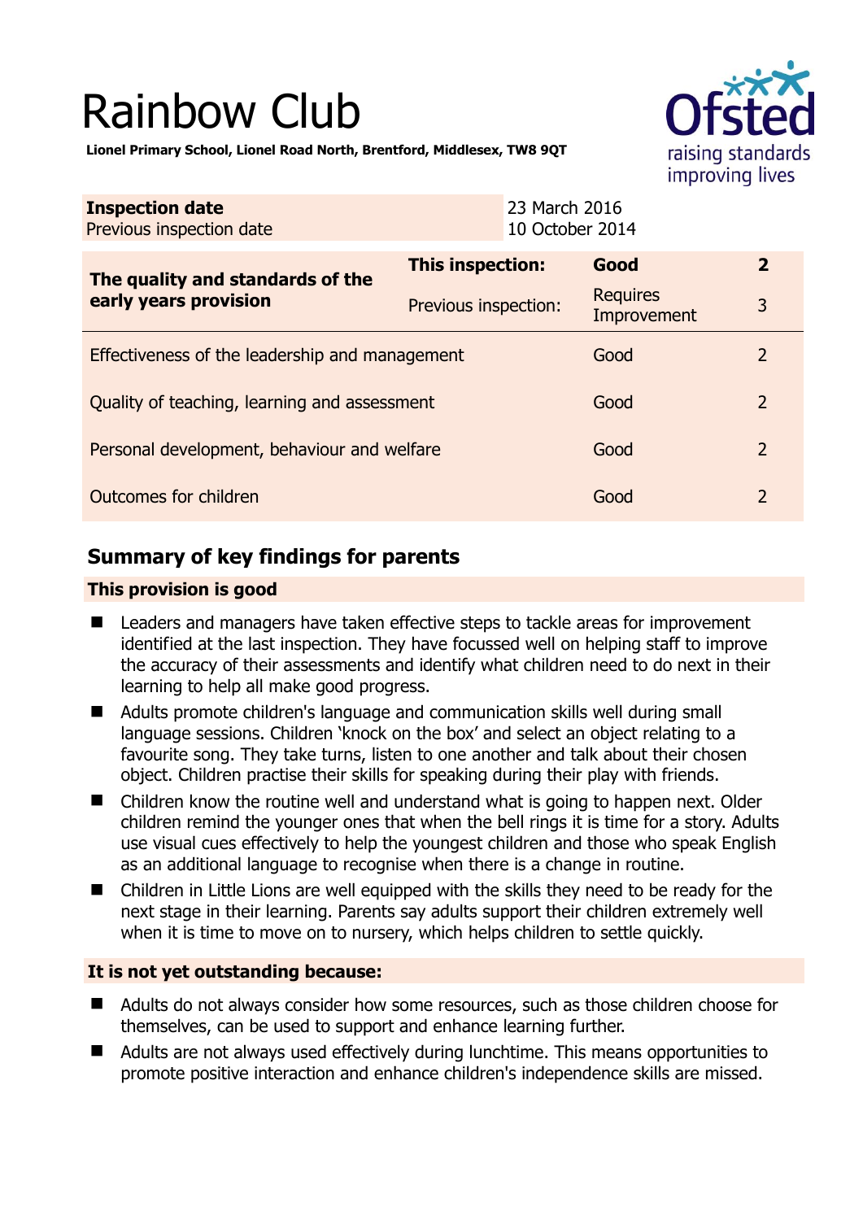# Rainbow Club

**Lionel Primary School, Lionel Road North, Brentford, Middlesex, TW8 9QT**

| | |
|---|---|
| **Inspection date** | 23 March 2016 |
| Previous inspection date | 10 October 2014 |

| | | | |
|---|---|---|---|
| **The quality and standards of the early years provision** | **This inspection:** | **Good** | **2** |
| | Previous inspection: | Requires Improvement | 3 |
| Effectiveness of the leadership and management | | Good | 2 |
| Quality of teaching, learning and assessment | | Good | 2 |
| Personal development, behaviour and welfare | | Good | 2 |
| Outcomes for children | | Good | 2 |

## Summary of key findings for parents

### This provision is good

- Leaders and managers have taken effective steps to tackle areas for improvement identified at the last inspection. They have focussed well on helping staff to improve the accuracy of their assessments and identify what children need to do next in their learning to help all make good progress.
- Adults promote children's language and communication skills well during small language sessions. Children 'knock on the box' and select an object relating to a favourite song. They take turns, listen to one another and talk about their chosen object. Children practise their skills for speaking during their play with friends.
- Children know the routine well and understand what is going to happen next. Older children remind the younger ones that when the bell rings it is time for a story. Adults use visual cues effectively to help the youngest children and those who speak English as an additional language to recognise when there is a change in routine.
- Children in Little Lions are well equipped with the skills they need to be ready for the next stage in their learning. Parents say adults support their children extremely well when it is time to move on to nursery, which helps children to settle quickly.

### It is not yet outstanding because:

- Adults do not always consider how some resources, such as those children choose for themselves, can be used to support and enhance learning further.
- Adults are not always used effectively during lunchtime. This means opportunities to promote positive interaction and enhance children's independence skills are missed.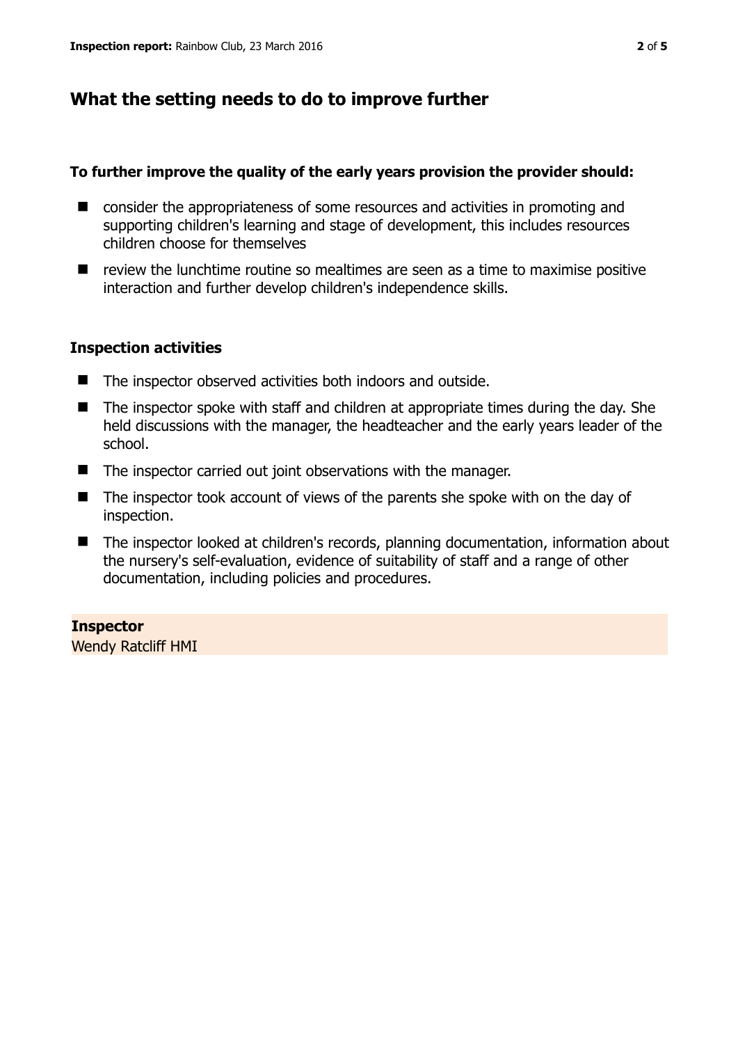## What the setting needs to do to improve further

**To further improve the quality of the early years provision the provider should:**

- consider the appropriateness of some resources and activities in promoting and supporting children's learning and stage of development, this includes resources children choose for themselves
- review the lunchtime routine so mealtimes are seen as a time to maximise positive interaction and further develop children's independence skills.

### Inspection activities

- The inspector observed activities both indoors and outside.
- The inspector spoke with staff and children at appropriate times during the day. She held discussions with the manager, the headteacher and the early years leader of the school.
- The inspector carried out joint observations with the manager.
- The inspector took account of views of the parents she spoke with on the day of inspection.
- The inspector looked at children's records, planning documentation, information about the nursery's self-evaluation, evidence of suitability of staff and a range of other documentation, including policies and procedures.

**Inspector**
Wendy Ratcliff HMI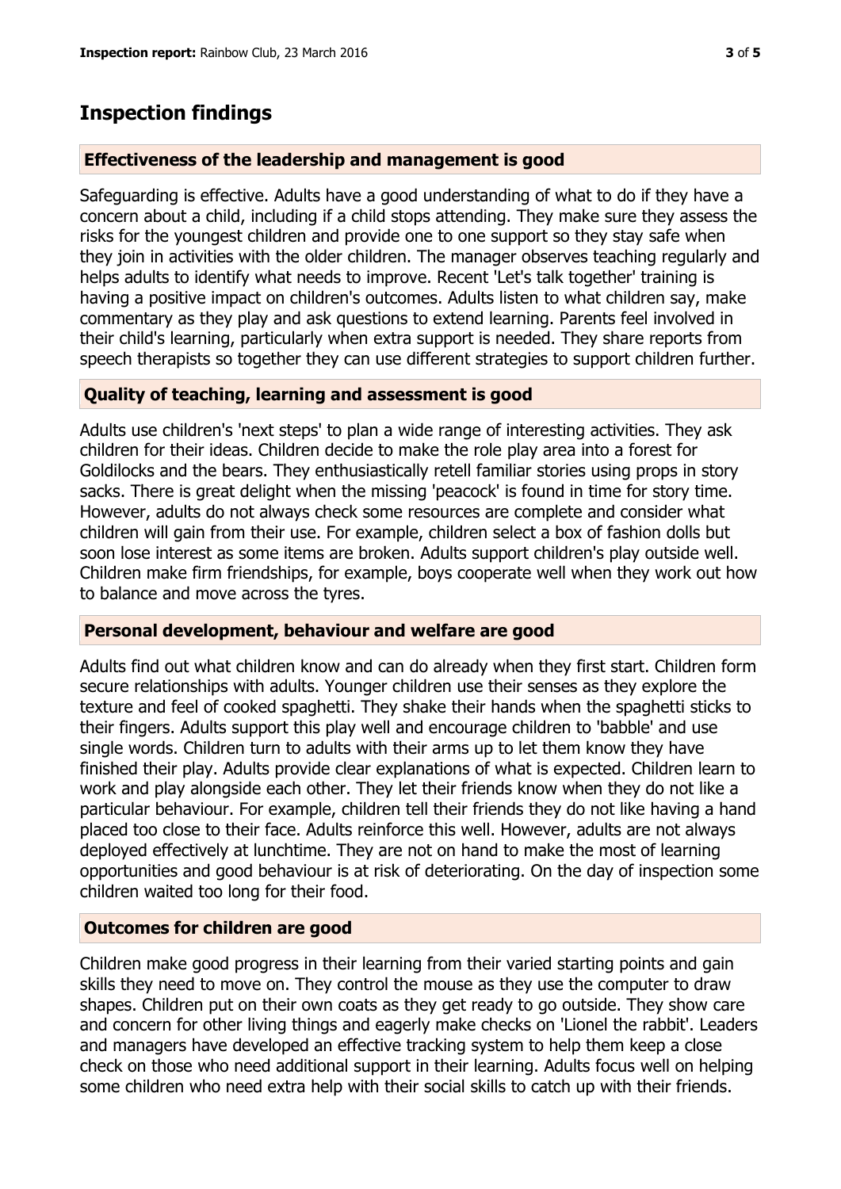## Inspection findings

### Effectiveness of the leadership and management is good

Safeguarding is effective. Adults have a good understanding of what to do if they have a concern about a child, including if a child stops attending. They make sure they assess the risks for the youngest children and provide one to one support so they stay safe when they join in activities with the older children. The manager observes teaching regularly and helps adults to identify what needs to improve. Recent 'Let's talk together' training is having a positive impact on children's outcomes. Adults listen to what children say, make commentary as they play and ask questions to extend learning. Parents feel involved in their child's learning, particularly when extra support is needed. They share reports from speech therapists so together they can use different strategies to support children further.

### Quality of teaching, learning and assessment is good

Adults use children's 'next steps' to plan a wide range of interesting activities. They ask children for their ideas. Children decide to make the role play area into a forest for Goldilocks and the bears. They enthusiastically retell familiar stories using props in story sacks. There is great delight when the missing 'peacock' is found in time for story time. However, adults do not always check some resources are complete and consider what children will gain from their use. For example, children select a box of fashion dolls but soon lose interest as some items are broken. Adults support children's play outside well. Children make firm friendships, for example, boys cooperate well when they work out how to balance and move across the tyres.

### Personal development, behaviour and welfare are good

Adults find out what children know and can do already when they first start. Children form secure relationships with adults. Younger children use their senses as they explore the texture and feel of cooked spaghetti. They shake their hands when the spaghetti sticks to their fingers. Adults support this play well and encourage children to 'babble' and use single words. Children turn to adults with their arms up to let them know they have finished their play. Adults provide clear explanations of what is expected. Children learn to work and play alongside each other. They let their friends know when they do not like a particular behaviour. For example, children tell their friends they do not like having a hand placed too close to their face. Adults reinforce this well. However, adults are not always deployed effectively at lunchtime. They are not on hand to make the most of learning opportunities and good behaviour is at risk of deteriorating. On the day of inspection some children waited too long for their food.

### Outcomes for children are good

Children make good progress in their learning from their varied starting points and gain skills they need to move on. They control the mouse as they use the computer to draw shapes. Children put on their own coats as they get ready to go outside. They show care and concern for other living things and eagerly make checks on 'Lionel the rabbit'. Leaders and managers have developed an effective tracking system to help them keep a close check on those who need additional support in their learning. Adults focus well on helping some children who need extra help with their social skills to catch up with their friends.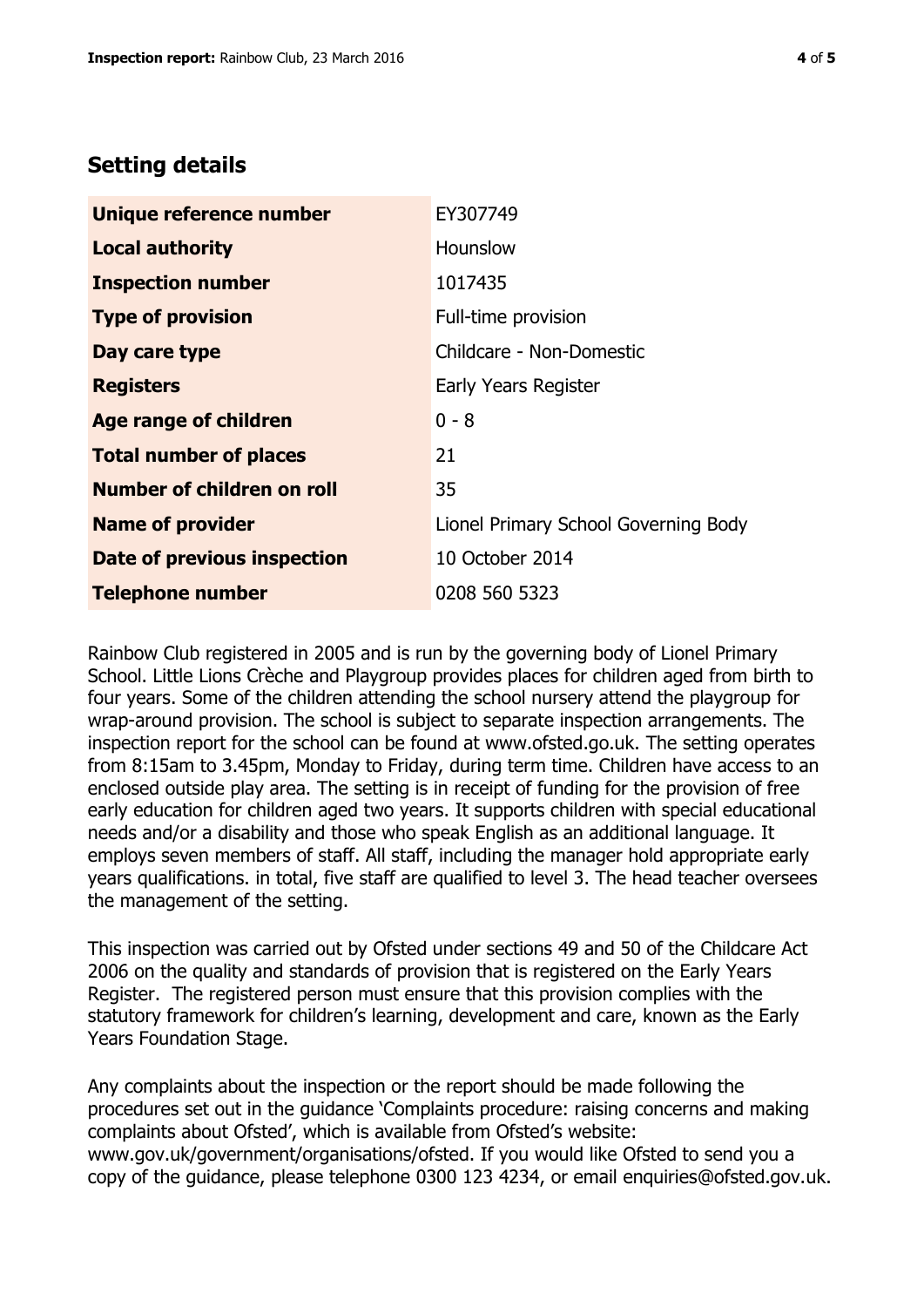## Setting details

| | |
|---|---|
| **Unique reference number** | EY307749 |
| **Local authority** | Hounslow |
| **Inspection number** | 1017435 |
| **Type of provision** | Full-time provision |
| **Day care type** | Childcare - Non-Domestic |
| **Registers** | Early Years Register |
| **Age range of children** | 0 - 8 |
| **Total number of places** | 21 |
| **Number of children on roll** | 35 |
| **Name of provider** | Lionel Primary School Governing Body |
| **Date of previous inspection** | 10 October 2014 |
| **Telephone number** | 0208 560 5323 |

Rainbow Club registered in 2005 and is run by the governing body of Lionel Primary School. Little Lions Crèche and Playgroup provides places for children aged from birth to four years. Some of the children attending the school nursery attend the playgroup for wrap-around provision. The school is subject to separate inspection arrangements. The inspection report for the school can be found at www.ofsted.go.uk. The setting operates from 8:15am to 3.45pm, Monday to Friday, during term time. Children have access to an enclosed outside play area. The setting is in receipt of funding for the provision of free early education for children aged two years. It supports children with special educational needs and/or a disability and those who speak English as an additional language. It employs seven members of staff. All staff, including the manager hold appropriate early years qualifications. in total, five staff are qualified to level 3. The head teacher oversees the management of the setting.

This inspection was carried out by Ofsted under sections 49 and 50 of the Childcare Act 2006 on the quality and standards of provision that is registered on the Early Years Register. The registered person must ensure that this provision complies with the statutory framework for children's learning, development and care, known as the Early Years Foundation Stage.

Any complaints about the inspection or the report should be made following the procedures set out in the guidance 'Complaints procedure: raising concerns and making complaints about Ofsted', which is available from Ofsted's website: www.gov.uk/government/organisations/ofsted. If you would like Ofsted to send you a copy of the guidance, please telephone 0300 123 4234, or email enquiries@ofsted.gov.uk.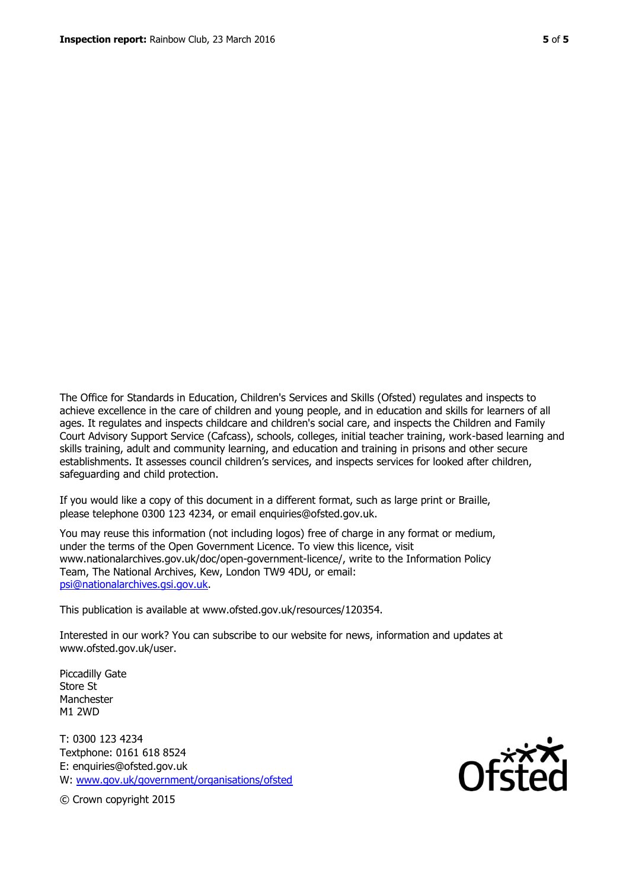The Office for Standards in Education, Children's Services and Skills (Ofsted) regulates and inspects to achieve excellence in the care of children and young people, and in education and skills for learners of all ages. It regulates and inspects childcare and children's social care, and inspects the Children and Family Court Advisory Support Service (Cafcass), schools, colleges, initial teacher training, work-based learning and skills training, adult and community learning, and education and training in prisons and other secure establishments. It assesses council children's services, and inspects services for looked after children, safeguarding and child protection.

If you would like a copy of this document in a different format, such as large print or Braille, please telephone 0300 123 4234, or email enquiries@ofsted.gov.uk.

You may reuse this information (not including logos) free of charge in any format or medium, under the terms of the Open Government Licence. To view this licence, visit www.nationalarchives.gov.uk/doc/open-government-licence/, write to the Information Policy Team, The National Archives, Kew, London TW9 4DU, or email: psi@nationalarchives.gsi.gov.uk.

This publication is available at www.ofsted.gov.uk/resources/120354.

Interested in our work? You can subscribe to our website for news, information and updates at www.ofsted.gov.uk/user.

Piccadilly Gate
Store St
Manchester
M1 2WD

T: 0300 123 4234
Textphone: 0161 618 8524
E: enquiries@ofsted.gov.uk
W: www.gov.uk/government/organisations/ofsted

© Crown copyright 2015